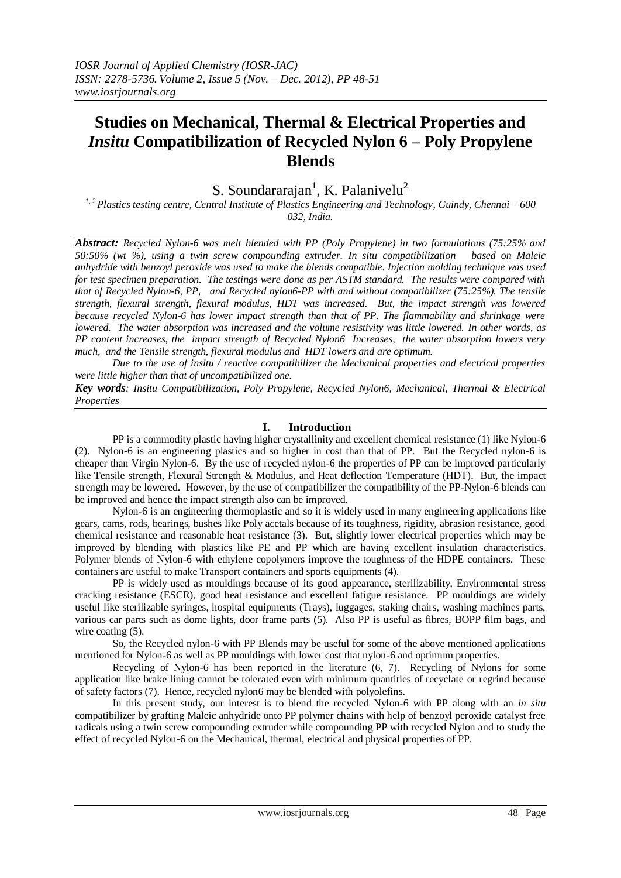# Studies on Mechanical, Thermal & Electrical Properties and *Insitu* Compatibilization of Recycled Nylon 6 – Poly Propylene Blends

S. Soundararajan[1], K. Palanivelu[2]

[1, 2] *Plastics testing centre, Central Institute of Plastics Engineering and Technology, Guindy, Chennai – 600 032, India.*

***Abstract:*** *Recycled Nylon-6 was melt blended with PP (Poly Propylene) in two formulations (75:25% and 50:50% (wt %), using a twin screw compounding extruder. In situ compatibilization based on Maleic anhydride with benzoyl peroxide was used to make the blends compatible. Injection molding technique was used for test specimen preparation. The testings were done as per ASTM standard. The results were compared with that of Recycled Nylon-6, PP, and Recycled nylon6-PP with and without compatibilizer (75:25%). The tensile strength, flexural strength, flexural modulus, HDT was increased. But, the impact strength was lowered because recycled Nylon-6 has lower impact strength than that of PP. The flammability and shrinkage were lowered. The water absorption was increased and the volume resistivity was little lowered. In other words, as PP content increases, the impact strength of Recycled Nylon6 Increases, the water absorption lowers very much, and the Tensile strength, flexural modulus and HDT lowers and are optimum.*

*Due to the use of insitu / reactive compatibilizer the Mechanical properties and electrical properties were little higher than that of uncompatibilized one.*

***Key words****: Insitu Compatibilization, Poly Propylene, Recycled Nylon6, Mechanical, Thermal & Electrical Properties*

## I. Introduction

PP is a commodity plastic having higher crystallinity and excellent chemical resistance (1) like Nylon-6 (2). Nylon-6 is an engineering plastics and so higher in cost than that of PP. But the Recycled nylon-6 is cheaper than Virgin Nylon-6. By the use of recycled nylon-6 the properties of PP can be improved particularly like Tensile strength, Flexural Strength & Modulus, and Heat deflection Temperature (HDT). But, the impact strength may be lowered. However, by the use of compatibilizer the compatibility of the PP-Nylon-6 blends can be improved and hence the impact strength also can be improved.

Nylon-6 is an engineering thermoplastic and so it is widely used in many engineering applications like gears, cams, rods, bearings, bushes like Poly acetals because of its toughness, rigidity, abrasion resistance, good chemical resistance and reasonable heat resistance (3). But, slightly lower electrical properties which may be improved by blending with plastics like PE and PP which are having excellent insulation characteristics. Polymer blends of Nylon-6 with ethylene copolymers improve the toughness of the HDPE containers. These containers are useful to make Transport containers and sports equipments (4).

PP is widely used as mouldings because of its good appearance, sterilizability, Environmental stress cracking resistance (ESCR), good heat resistance and excellent fatigue resistance. PP mouldings are widely useful like sterilizable syringes, hospital equipments (Trays), luggages, staking chairs, washing machines parts, various car parts such as dome lights, door frame parts (5). Also PP is useful as fibres, BOPP film bags, and wire coating (5).

So, the Recycled nylon-6 with PP Blends may be useful for some of the above mentioned applications mentioned for Nylon-6 as well as PP mouldings with lower cost that nylon-6 and optimum properties.

Recycling of Nylon-6 has been reported in the literature (6, 7). Recycling of Nylons for some application like brake lining cannot be tolerated even with minimum quantities of recyclate or regrind because of safety factors (7). Hence, recycled nylon6 may be blended with polyolefins.

In this present study, our interest is to blend the recycled Nylon-6 with PP along with an *in situ* compatibilizer by grafting Maleic anhydride onto PP polymer chains with help of benzoyl peroxide catalyst free radicals using a twin screw compounding extruder while compounding PP with recycled Nylon and to study the effect of recycled Nylon-6 on the Mechanical, thermal, electrical and physical properties of PP.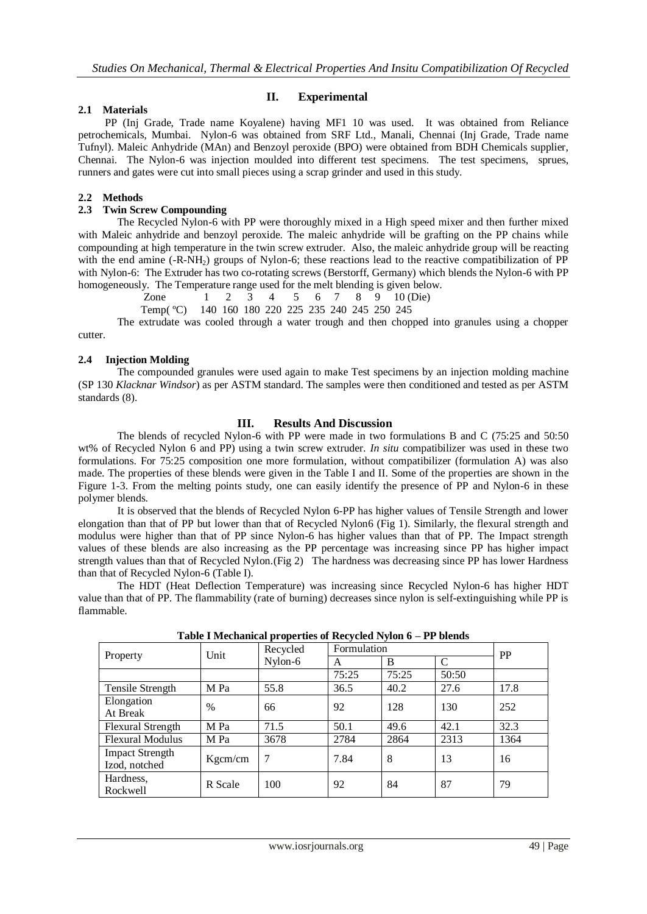## II. Experimental

### 2.1 Materials

PP (Inj Grade, Trade name Koyalene) having MF1 10 was used. It was obtained from Reliance petrochemicals, Mumbai. Nylon-6 was obtained from SRF Ltd., Manali, Chennai (Inj Grade, Trade name Tufnyl). Maleic Anhydride (MAn) and Benzoyl peroxide (BPO) were obtained from BDH Chemicals supplier, Chennai. The Nylon-6 was injection moulded into different test specimens. The test specimens, sprues, runners and gates were cut into small pieces using a scrap grinder and used in this study.

### 2.2 Methods

### 2.3 Twin Screw Compounding

The Recycled Nylon-6 with PP were thoroughly mixed in a High speed mixer and then further mixed with Maleic anhydride and benzoyl peroxide. The maleic anhydride will be grafting on the PP chains while compounding at high temperature in the twin screw extruder. Also, the maleic anhydride group will be reacting with the end amine (-R-$NH_2$) groups of Nylon-6; these reactions lead to the reactive compatibilization of PP with Nylon-6: The Extruder has two co-rotating screws (Berstorff, Germany) which blends the Nylon-6 with PP homogeneously. The Temperature range used for the melt blending is given below.

| Zone | 1 | 2 | 3 | 4 | 5 | 6 | 7 | 8 | 9 | 10 (Die) |
|---|---|---|---|---|---|---|---|---|---|---|
| Temp( ºC) | 140 | 160 | 180 | 220 | 225 | 235 | 240 | 245 | 250 | 245 |

The extrudate was cooled through a water trough and then chopped into granules using a chopper cutter.

### 2.4 Injection Molding

The compounded granules were used again to make Test specimens by an injection molding machine (SP 130 *Klacknar Windsor*) as per ASTM standard. The samples were then conditioned and tested as per ASTM standards (8).

## III. Results And Discussion

The blends of recycled Nylon-6 with PP were made in two formulations B and C (75:25 and 50:50 wt% of Recycled Nylon 6 and PP) using a twin screw extruder. *In situ* compatibilizer was used in these two formulations. For 75:25 composition one more formulation, without compatibilizer (formulation A) was also made. The properties of these blends were given in the Table I and II. Some of the properties are shown in the Figure 1-3. From the melting points study, one can easily identify the presence of PP and Nylon-6 in these polymer blends.

It is observed that the blends of Recycled Nylon 6-PP has higher values of Tensile Strength and lower elongation than that of PP but lower than that of Recycled Nylon6 (Fig 1). Similarly, the flexural strength and modulus were higher than that of PP since Nylon-6 has higher values than that of PP. The Impact strength values of these blends are also increasing as the PP percentage was increasing since PP has higher impact strength values than that of Recycled Nylon.(Fig 2) The hardness was decreasing since PP has lower Hardness than that of Recycled Nylon-6 (Table I).

The HDT (Heat Deflection Temperature) was increasing since Recycled Nylon-6 has higher HDT value than that of PP. The flammability (rate of burning) decreases since nylon is self-extinguishing while PP is flammable.

**Table I Mechanical properties of Recycled Nylon 6 – PP blends**

| Property | Unit | Recycled Nylon-6 | Formulation | | | PP |
|---|---|---|---|---|---|---|
| | | | A | B | C | |
| | | | 75:25 | 75:25 | 50:50 | |
| Tensile Strength | M Pa | 55.8 | 36.5 | 40.2 | 27.6 | 17.8 |
| Elongation At Break | % | 66 | 92 | 128 | 130 | 252 |
| Flexural Strength | M Pa | 71.5 | 50.1 | 49.6 | 42.1 | 32.3 |
| Flexural Modulus | M Pa | 3678 | 2784 | 2864 | 2313 | 1364 |
| Impact Strength Izod, notched | Kgcm/cm | 7 | 7.84 | 8 | 13 | 16 |
| Hardness, Rockwell | R Scale | 100 | 92 | 84 | 87 | 79 |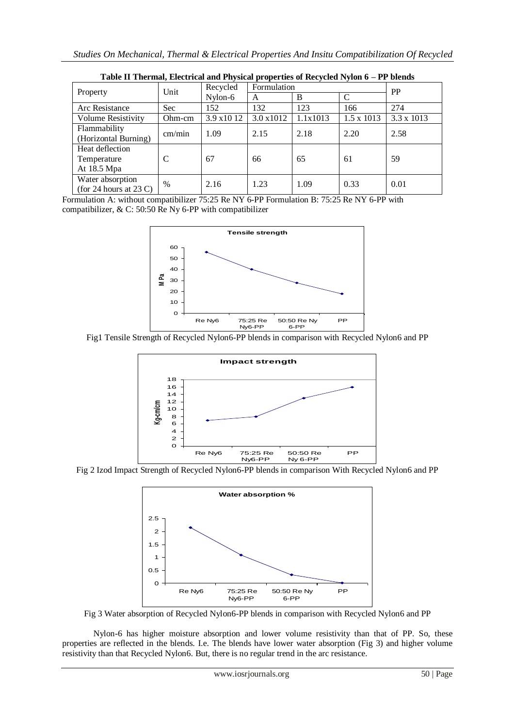**Table II Thermal, Electrical and Physical properties of Recycled Nylon 6 – PP blends**

| Property | Unit | Recycled Nylon-6 | Formulation A | B | C | PP |
|---|---|---|---|---|---|---|
| Arc Resistance | Sec | 152 | 132 | 123 | 166 | 274 |
| Volume Resistivity | Ohm-cm | 3.9 x10 12 | 3.0 x1012 | 1.1x1013 | 1.5 x 1013 | 3.3 x 1013 |
| Flammability (Horizontal Burning) | cm/min | 1.09 | 2.15 | 2.18 | 2.20 | 2.58 |
| Heat deflection Temperature At 18.5 Mpa | C | 67 | 66 | 65 | 61 | 59 |
| Water absorption (for 24 hours at 23 C) | % | 2.16 | 1.23 | 1.09 | 0.33 | 0.01 |

Formulation A: without compatibilizer 75:25 Re NY 6-PP Formulation B: 75:25 Re NY 6-PP with compatibilizer, & C: 50:50 Re Ny 6-PP with compatibilizer

Fig1 Tensile Strength of Recycled Nylon6-PP blends in comparison with Recycled Nylon6 and PP

Fig 2 Izod Impact Strength of Recycled Nylon6-PP blends in comparison With Recycled Nylon6 and PP

Fig 3 Water absorption of Recycled Nylon6-PP blends in comparison with Recycled Nylon6 and PP

Nylon-6 has higher moisture absorption and lower volume resistivity than that of PP. So, these properties are reflected in the blends. I.e. The blends have lower water absorption (Fig 3) and higher volume resistivity than that Recycled Nylon6. But, there is no regular trend in the arc resistance.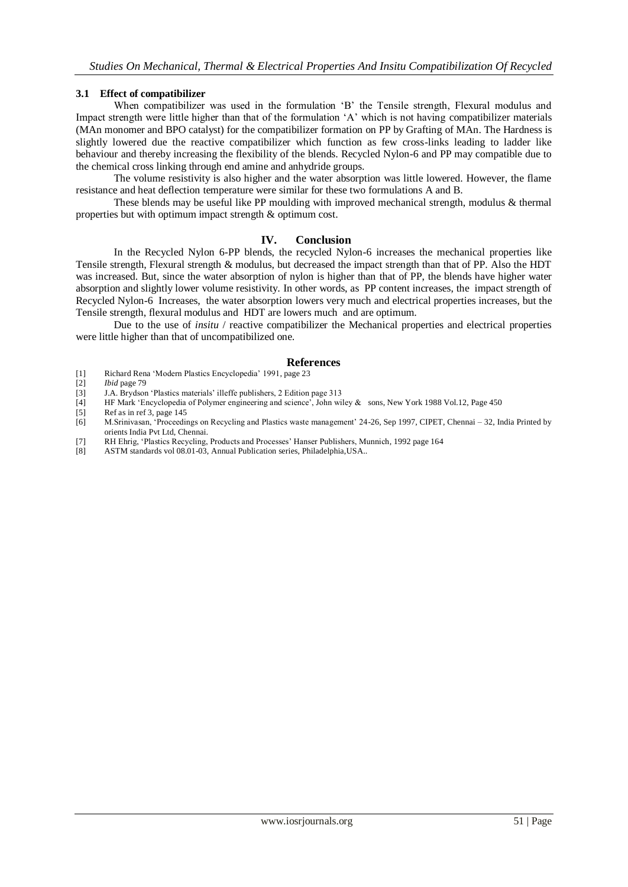### 3.1 Effect of compatibilizer

When compatibilizer was used in the formulation 'B' the Tensile strength, Flexural modulus and Impact strength were little higher than that of the formulation 'A' which is not having compatibilizer materials (MAn monomer and BPO catalyst) for the compatibilizer formation on PP by Grafting of MAn. The Hardness is slightly lowered due the reactive compatibilizer which function as few cross-links leading to ladder like behaviour and thereby increasing the flexibility of the blends. Recycled Nylon-6 and PP may compatible due to the chemical cross linking through end amine and anhydride groups.

The volume resistivity is also higher and the water absorption was little lowered. However, the flame resistance and heat deflection temperature were similar for these two formulations A and B.

These blends may be useful like PP moulding with improved mechanical strength, modulus & thermal properties but with optimum impact strength & optimum cost.

## IV. Conclusion

In the Recycled Nylon 6-PP blends, the recycled Nylon-6 increases the mechanical properties like Tensile strength, Flexural strength & modulus, but decreased the impact strength than that of PP. Also the HDT was increased. But, since the water absorption of nylon is higher than that of PP, the blends have higher water absorption and slightly lower volume resistivity. In other words, as PP content increases, the impact strength of Recycled Nylon-6 Increases, the water absorption lowers very much and electrical properties increases, but the Tensile strength, flexural modulus and HDT are lowers much and are optimum.

Due to the use of *insitu* / reactive compatibilizer the Mechanical properties and electrical properties were little higher than that of uncompatibilized one.

## References

[1] Richard Rena 'Modern Plastics Encyclopedia' 1991, page 23

[2] *Ibid* page 79

[3] J.A. Brydson 'Plastics materials' illeffe publishers, 2 Edition page 313

[4] HF Mark 'Encyclopedia of Polymer engineering and science', John wiley & sons, New York 1988 Vol.12, Page 450

[5] Ref as in ref 3, page 145

[6] M.Srinivasan, 'Proceedings on Recycling and Plastics waste management' 24-26, Sep 1997, CIPET, Chennai – 32, India Printed by orients India Pvt Ltd, Chennai.

[7] RH Ehrig, 'Plastics Recycling, Products and Processes' Hanser Publishers, Munnich, 1992 page 164

[8] ASTM standards vol 08.01-03, Annual Publication series, Philadelphia,USA..